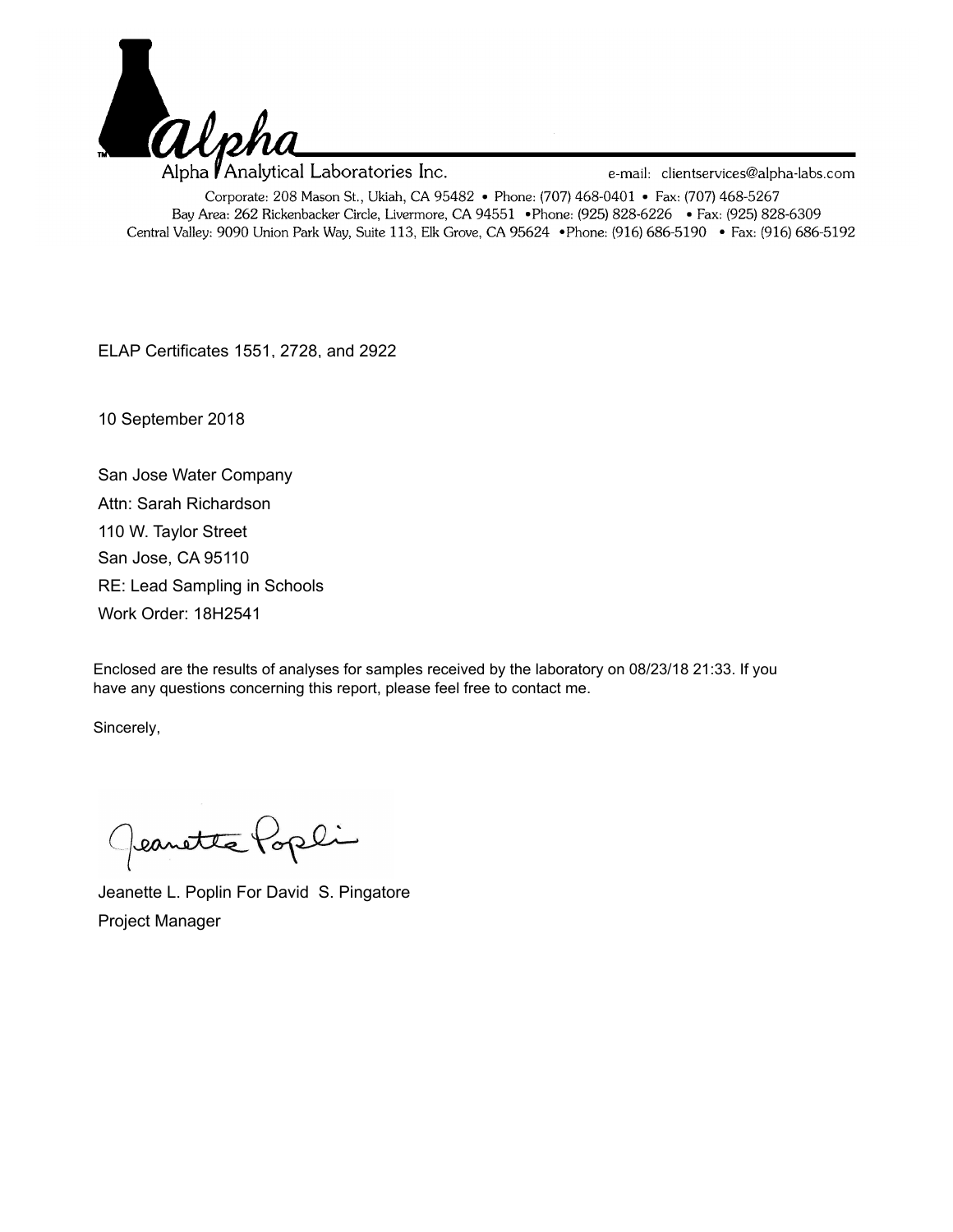Alpha Analytical Laboratories Inc.

e-mail: clientservices@alpha-labs.com

Corporate: 208 Mason St., Ukiah, CA 95482 • Phone: (707) 468-0401 • Fax: (707) 468-5267
Bay Area: 262 Rickenbacker Circle, Livermore, CA 94551 •Phone: (925) 828-6226 • Fax: (925) 828-6309
Central Valley: 9090 Union Park Way, Suite 113, Elk Grove, CA 95624 •Phone: (916) 686-5190 • Fax: (916) 686-5192

ELAP Certificates 1551, 2728, and 2922

10 September 2018

San Jose Water Company
Attn: Sarah Richardson
110 W. Taylor Street
San Jose, CA 95110
RE: Lead Sampling in Schools
Work Order: 18H2541

Enclosed are the results of analyses for samples received by the laboratory on 08/23/18 21:33. If you have any questions concerning this report, please feel free to contact me.

Sincerely,

Jeanette Poplin

Jeanette L. Poplin For David S. Pingatore
Project Manager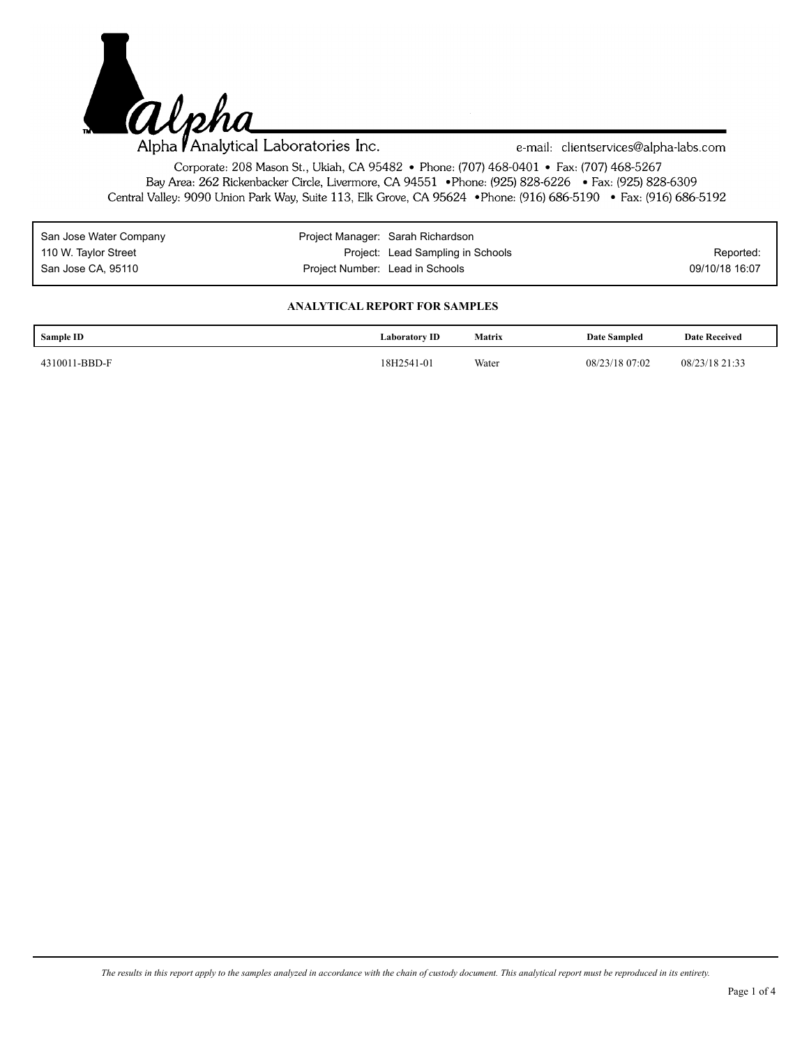Alpha Analytical Laboratories Inc.

e-mail: clientservices@alpha-labs.com

Corporate: 208 Mason St., Ukiah, CA 95482 • Phone: (707) 468-0401 • Fax: (707) 468-5267
Bay Area: 262 Rickenbacker Circle, Livermore, CA 94551 • Phone: (925) 828-6226 • Fax: (925) 828-6309
Central Valley: 9090 Union Park Way, Suite 113, Elk Grove, CA 95624 • Phone: (916) 686-5190 • Fax: (916) 686-5192

| | | |
|---|---|---|
| San Jose Water Company | Project Manager: Sarah Richardson | |
| 110 W. Taylor Street | Project: Lead Sampling in Schools | Reported: |
| San Jose CA, 95110 | Project Number: Lead in Schools | 09/10/18 16:07 |

## ANALYTICAL REPORT FOR SAMPLES

| Sample ID | Laboratory ID | Matrix | Date Sampled | Date Received |
|---|---|---|---|---|
| 4310011-BBD-F | 18H2541-01 | Water | 08/23/18 07:02 | 08/23/18 21:33 |

*The results in this report apply to the samples analyzed in accordance with the chain of custody document. This analytical report must be reproduced in its entirety.*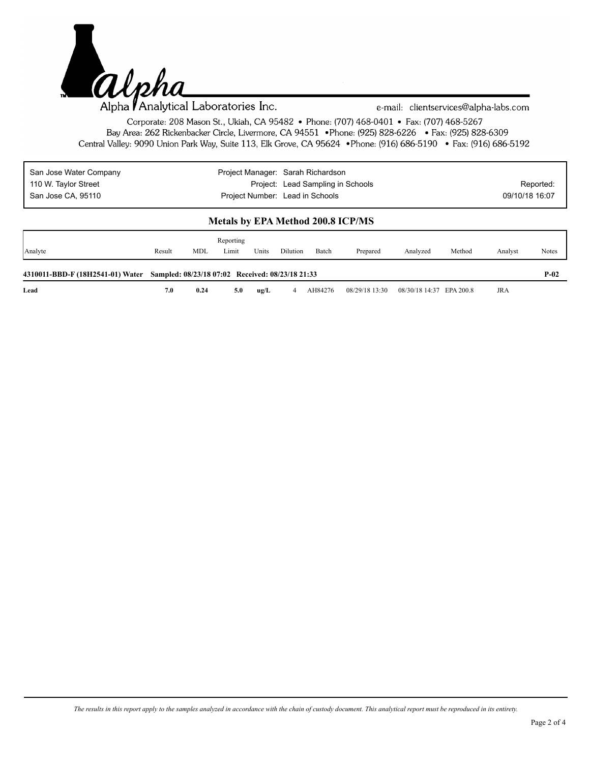Alpha Analytical Laboratories Inc.

e-mail: clientservices@alpha-labs.com

Corporate: 208 Mason St., Ukiah, CA 95482 • Phone: (707) 468-0401 • Fax: (707) 468-5267
Bay Area: 262 Rickenbacker Circle, Livermore, CA 94551 • Phone: (925) 828-6226 • Fax: (925) 828-6309
Central Valley: 9090 Union Park Way, Suite 113, Elk Grove, CA 95624 • Phone: (916) 686-5190 • Fax: (916) 686-5192

| | | |
|---|---|---|
| San Jose Water Company | Project Manager: Sarah Richardson | |
| 110 W. Taylor Street | Project: Lead Sampling in Schools | Reported: |
| San Jose CA, 95110 | Project Number: Lead in Schools | 09/10/18 16:07 |

## Metals by EPA Method 200.8 ICP/MS

| Analyte | Result | MDL | Reporting Limit | Units | Dilution | Batch | Prepared | Analyzed | Method | Analyst | Notes |
|---|---|---|---|---|---|---|---|---|---|---|---|
| **4310011-BBD-F (18H2541-01) Water** | **Sampled: 08/23/18 07:02** | **Received: 08/23/18 21:33** | | | | | | | | | **P-02** |
| **Lead** | **7.0** | **0.24** | **5.0** | **ug/L** | 4 | AH84276 | 08/29/18 13:30 | 08/30/18 14:37 | EPA 200.8 | JRA | |

*The results in this report apply to the samples analyzed in accordance with the chain of custody document. This analytical report must be reproduced in its entirety.*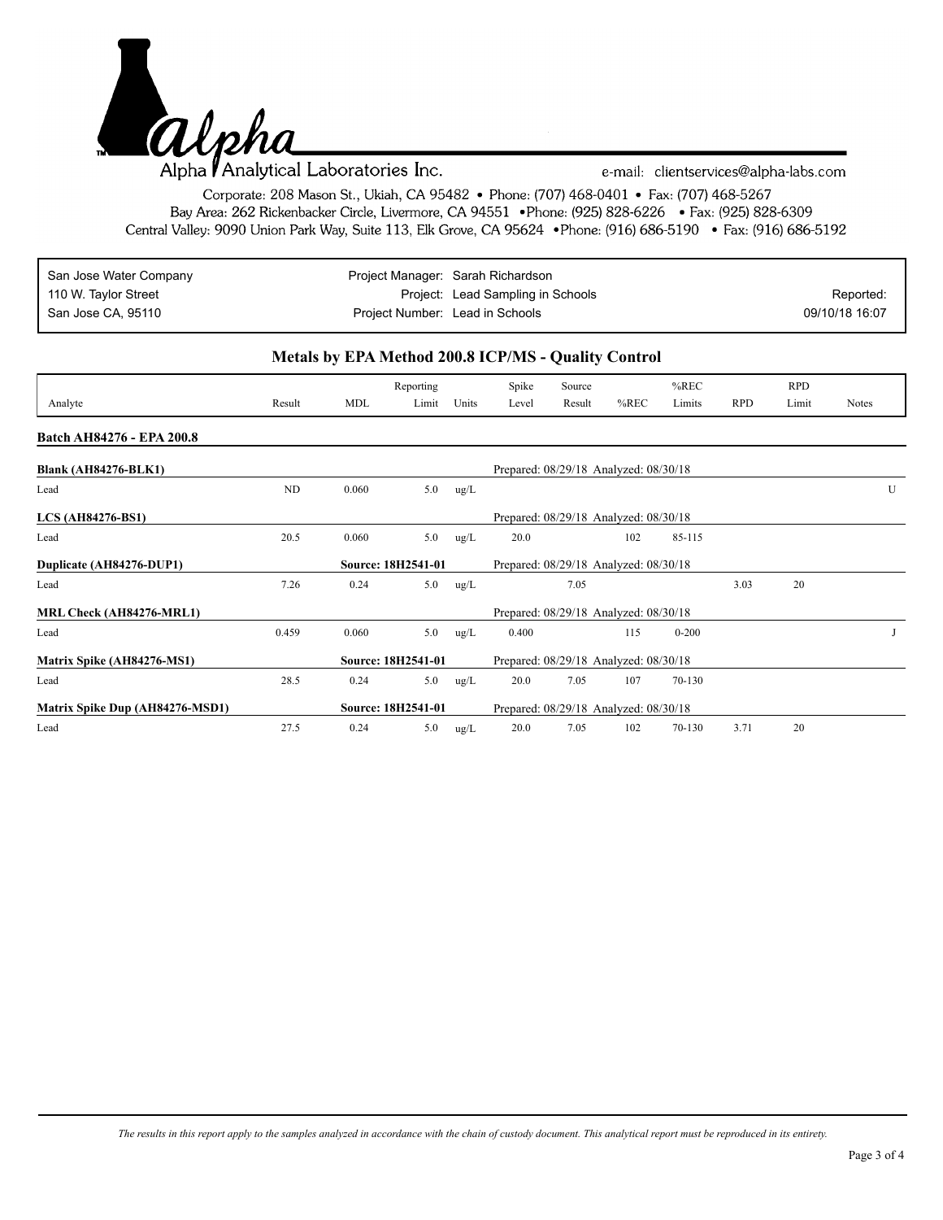Alpha Analytical Laboratories Inc.

e-mail: clientservices@alpha-labs.com

Corporate: 208 Mason St., Ukiah, CA 95482 • Phone: (707) 468-0401 • Fax: (707) 468-5267
Bay Area: 262 Rickenbacker Circle, Livermore, CA 94551 • Phone: (925) 828-6226 • Fax: (925) 828-6309
Central Valley: 9090 Union Park Way, Suite 113, Elk Grove, CA 95624 • Phone: (916) 686-5190 • Fax: (916) 686-5192

| | | |
|---|---|---|
| San Jose Water Company | Project Manager: Sarah Richardson | |
| 110 W. Taylor Street | Project: Lead Sampling in Schools | Reported: |
| San Jose CA, 95110 | Project Number: Lead in Schools | 09/10/18 16:07 |

## Metals by EPA Method 200.8 ICP/MS - Quality Control

| Analyte | Result | MDL | Reporting Limit | Units | Spike Level | Source Result | %REC | %REC Limits | RPD | RPD Limit | Notes |
|---|---|---|---|---|---|---|---|---|---|---|---|
| **Batch AH84276 - EPA 200.8** | | | | | | | | | | | |
| **Blank (AH84276-BLK1)** | | | | | Prepared: 08/29/18 Analyzed: 08/30/18 | | | | | | |
| Lead | ND | 0.060 | 5.0 | ug/L | | | | | | | U |
| **LCS (AH84276-BS1)** | | | | | Prepared: 08/29/18 Analyzed: 08/30/18 | | | | | | |
| Lead | 20.5 | 0.060 | 5.0 | ug/L | 20.0 | | 102 | 85-115 | | | |
| **Duplicate (AH84276-DUP1)** | | **Source: 18H2541-01** | | | Prepared: 08/29/18 Analyzed: 08/30/18 | | | | | | |
| Lead | 7.26 | 0.24 | 5.0 | ug/L | | 7.05 | | | 3.03 | 20 | |
| **MRL Check (AH84276-MRL1)** | | | | | Prepared: 08/29/18 Analyzed: 08/30/18 | | | | | | |
| Lead | 0.459 | 0.060 | 5.0 | ug/L | 0.400 | | 115 | 0-200 | | | J |
| **Matrix Spike (AH84276-MS1)** | | **Source: 18H2541-01** | | | Prepared: 08/29/18 Analyzed: 08/30/18 | | | | | | |
| Lead | 28.5 | 0.24 | 5.0 | ug/L | 20.0 | 7.05 | 107 | 70-130 | | | |
| **Matrix Spike Dup (AH84276-MSD1)** | | **Source: 18H2541-01** | | | Prepared: 08/29/18 Analyzed: 08/30/18 | | | | | | |
| Lead | 27.5 | 0.24 | 5.0 | ug/L | 20.0 | 7.05 | 102 | 70-130 | 3.71 | 20 | |

*The results in this report apply to the samples analyzed in accordance with the chain of custody document. This analytical report must be reproduced in its entirety.*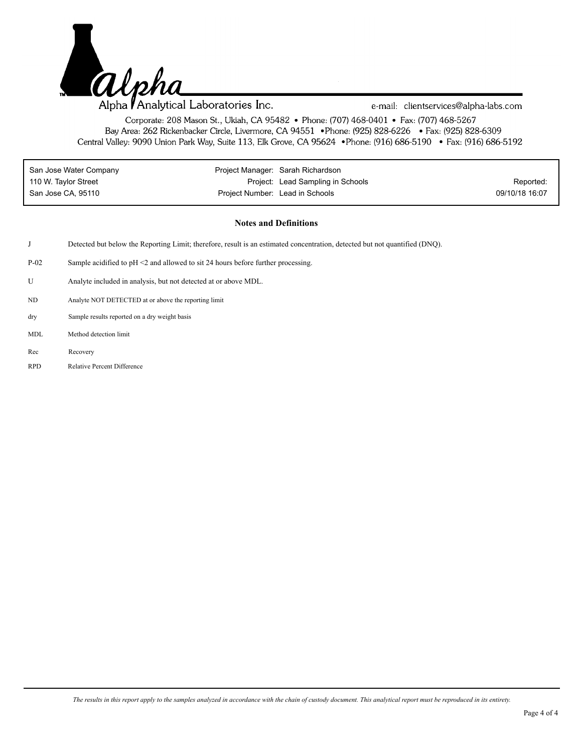# Alpha Analytical Laboratories Inc.

e-mail: clientservices@alpha-labs.com

Corporate: 208 Mason St., Ukiah, CA 95482 • Phone: (707) 468-0401 • Fax: (707) 468-5267
Bay Area: 262 Rickenbacker Circle, Livermore, CA 94551 • Phone: (925) 828-6226 • Fax: (925) 828-6309
Central Valley: 9090 Union Park Way, Suite 113, Elk Grove, CA 95624 • Phone: (916) 686-5190 • Fax: (916) 686-5192

| | | |
|---|---|---|
| San Jose Water Company | Project Manager: Sarah Richardson | |
| 110 W. Taylor Street | Project: Lead Sampling in Schools | Reported: |
| San Jose CA, 95110 | Project Number: Lead in Schools | 09/10/18 16:07 |

## Notes and Definitions

| | |
|---|---|
| J | Detected but below the Reporting Limit; therefore, result is an estimated concentration, detected but not quantified (DNQ). |
| P-02 | Sample acidified to pH <2 and allowed to sit 24 hours before further processing. |
| U | Analyte included in analysis, but not detected at or above MDL. |
| ND | Analyte NOT DETECTED at or above the reporting limit |
| dry | Sample results reported on a dry weight basis |
| MDL | Method detection limit |
| Rec | Recovery |
| RPD | Relative Percent Difference |

*The results in this report apply to the samples analyzed in accordance with the chain of custody document. This analytical report must be reproduced in its entirety.*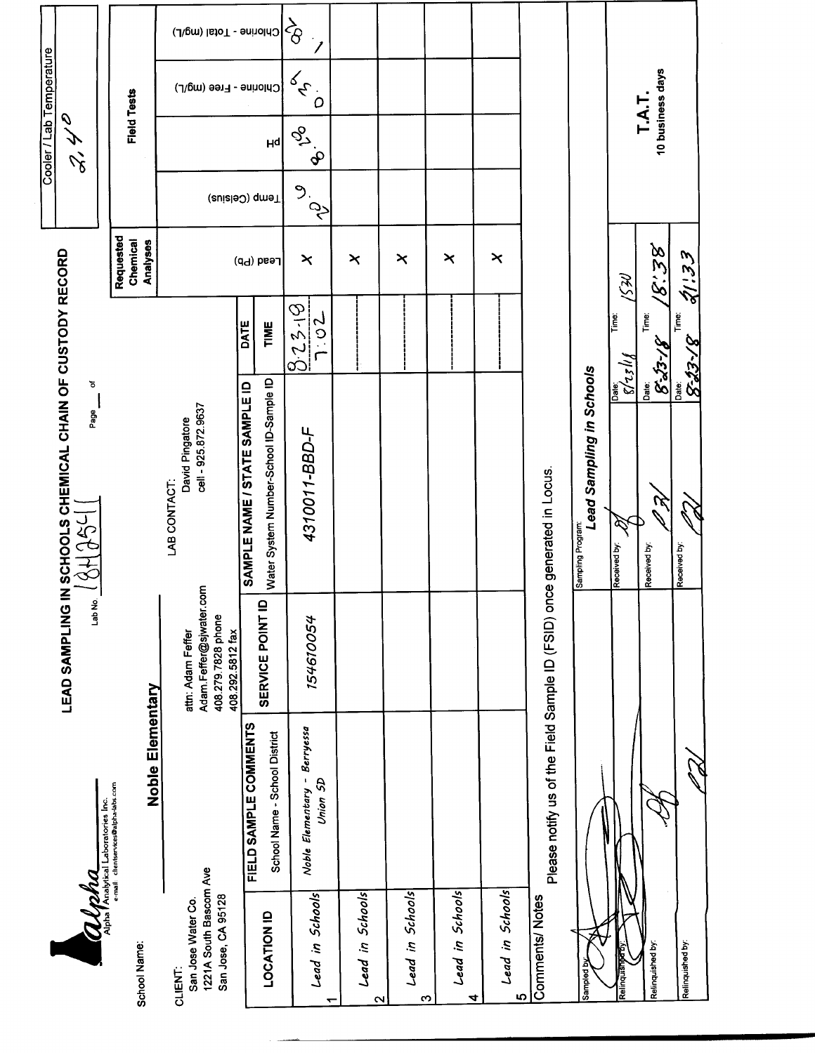# LEAD SAMPLING IN SCHOOLS CHEMICAL CHAIN OF CUSTODY RECORD

Alpha Analytical Laboratories Inc.
e-mail: clientservices@alpha-labs.com

Lab No. 1842541

Page ___ of ___

Cooler / Lab Temperature: 2.4°

School Name: **Noble Elementary**

CLIENT:
San Jose Water Co.
1221A South Bascom Ave
San Jose, CA 95128

attn: Adam Feffer
Adam.Feffer@sjwater.com
408.279.7828 phone
408.292.5812 fax

LAB CONTACT:
David Pingatore
cell - 925.872.9637

| | LOCATION ID | FIELD SAMPLE COMMENTS | SERVICE POINT ID | SAMPLE NAME / STATE SAMPLE ID | DATE | Requested Chemical Analyses | Field Tests | | | |
|---|---|---|---|---|---|---|---|---|---|---|
| | | School Name - School District | | Water System Number-School ID-Sample ID | TIME | Lead (Pb) | Temp (Celsius) | pH | Chlorine - Free (mg/L) | Chlorine - Total (mg/L) |
| 1 | Lead in Schools | Noble Elementary - Berryessa Union SD | 154610054 | 4310011-BBD-F | 8-23-18 7:02 | X | 20.9 | 8.08 | 0.35 | 1.08 |
| 2 | Lead in Schools | | | | | X | | | | |
| 3 | Lead in Schools | | | | | X | | | | |
| 4 | Lead in Schools | | | | | X | | | | |
| 5 | Lead in Schools | | | | | X | | | | |

Comments/ Notes

Please notify us of the Field Sample ID (FSID) once generated in Locus.

| | | | |
|---|---|---|---|
| Sampled by: [signature] | Sampling Program: **Lead Sampling in Schools** | | |
| Relinquished by: [signature] | Received by: [signature] | Date: 8/23/18 | Time: 1530 |
| Relinquished by: [signature] | Received by: [signature] | Date: 8-23-18 | Time: 18:38 |
| Relinquished by: [signature] | Received by: [signature] | Date: 8-23-18 | Time: 21:33 |

**T.A.T.**
10 business days